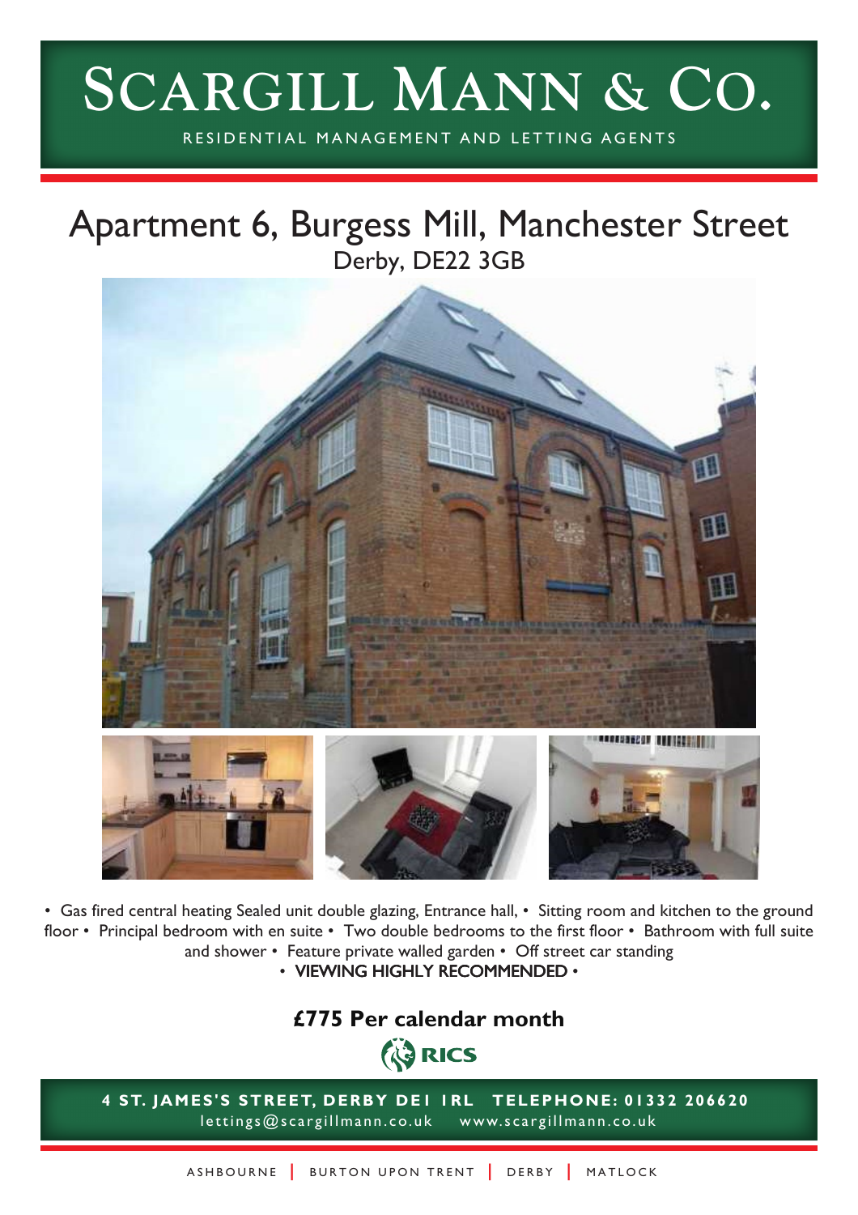# SCARGILL MANN & CO.

RESIDENTIAL MANAGEMENT AND LETTING AGENTS

## Apartment 6, Burgess Mill, Manchester Street

Derby, DE22 3GB

• Gas fired central heating Sealed unit double glazing, Entrance hall, • Sitting room and kitchen to the ground floor • Principal bedroom with en suite • Two double bedrooms to the first floor • Bathroom with full suite and shower • Feature private walled garden • Off street car standing

• VIEWING HIGHLY RECOMMENDED •

**£775 Per calendar month**

RICS

**4 ST. JAMES'S STREET, DERBY DE1 1RL TELEPHONE: 01332 206620**

lettings@scargillmann.co.uk www.scargillmann.co.uk

ASHBOURNE | BURTON UPON TRENT | DERBY | MATLOCK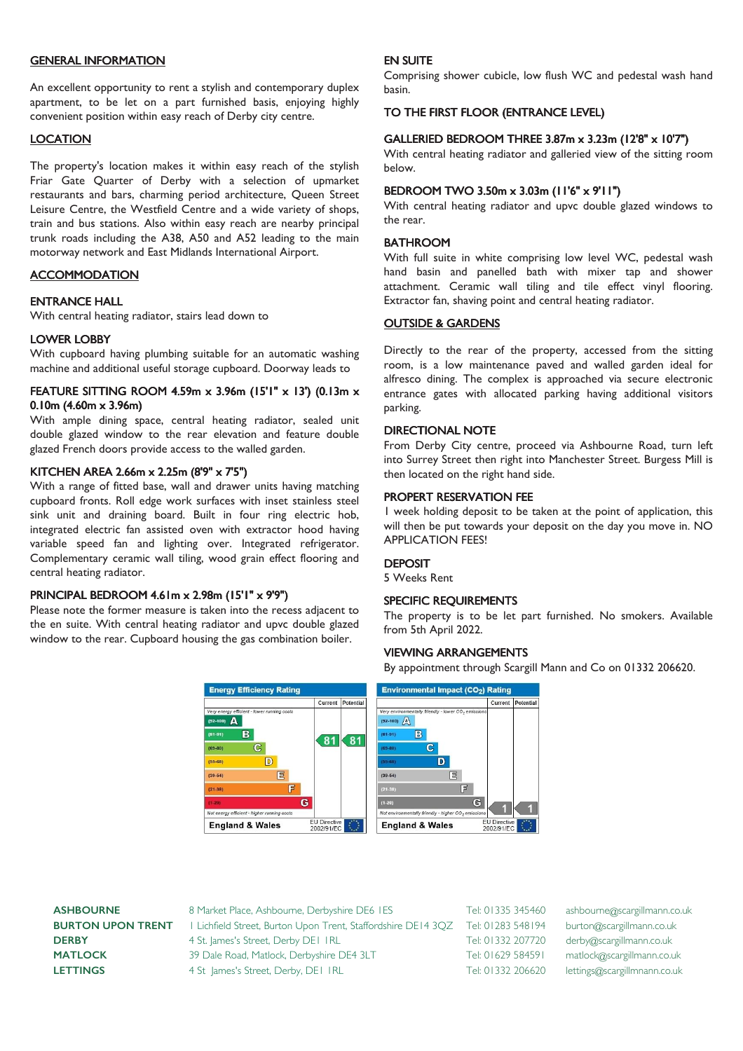## GENERAL INFORMATION

An excellent opportunity to rent a stylish and contemporary duplex apartment, to be let on a part furnished basis, enjoying highly convenient position within easy reach of Derby city centre.

## LOCATION

The property's location makes it within easy reach of the stylish Friar Gate Quarter of Derby with a selection of upmarket restaurants and bars, charming period architecture, Queen Street Leisure Centre, the Westfield Centre and a wide variety of shops, train and bus stations. Also within easy reach are nearby principal trunk roads including the A38, A50 and A52 leading to the main motorway network and East Midlands International Airport.

## ACCOMMODATION

### ENTRANCE HALL

With central heating radiator, stairs lead down to

### LOWER LOBBY

With cupboard having plumbing suitable for an automatic washing machine and additional useful storage cupboard. Doorway leads to

### FEATURE SITTING ROOM 4.59m x 3.96m (15'1" x 13') (0.13m x 0.10m) (4.60m x 3.96m)

With ample dining space, central heating radiator, sealed unit double glazed window to the rear elevation and feature double glazed French doors provide access to the walled garden.

### KITCHEN AREA 2.66m x 2.25m (8'9" x 7'5")

With a range of fitted base, wall and drawer units having matching cupboard fronts. Roll edge work surfaces with inset stainless steel sink unit and draining board. Built in four ring electric hob, integrated electric fan assisted oven with extractor hood having variable speed fan and lighting over. Integrated refrigerator. Complementary ceramic wall tiling, wood grain effect flooring and central heating radiator.

### PRINCIPAL BEDROOM 4.61m x 2.98m (15'1" x 9'9")

Please note the former measure is taken into the recess adjacent to the en suite. With central heating radiator and upvc double glazed window to the rear. Cupboard housing the gas combination boiler.

### EN SUITE

Comprising shower cubicle, low flush WC and pedestal wash hand basin.

### TO THE FIRST FLOOR (ENTRANCE LEVEL)

### GALLERIED BEDROOM THREE 3.87m x 3.23m (12'8" x 10'7")

With central heating radiator and galleried view of the sitting room below.

### BEDROOM TWO 3.50m x 3.03m (11'6" x 9'11")

With central heating radiator and upvc double glazed windows to the rear.

### BATHROOM

With full suite in white comprising low level WC, pedestal wash hand basin and panelled bath with mixer tap and shower attachment. Ceramic wall tiling and tile effect vinyl flooring. Extractor fan, shaving point and central heating radiator.

## OUTSIDE & GARDENS

Directly to the rear of the property, accessed from the sitting room, is a low maintenance paved and walled garden ideal for alfresco dining. The complex is approached via secure electronic entrance gates with allocated parking having additional visitors parking.

### DIRECTIONAL NOTE

From Derby City centre, proceed via Ashbourne Road, turn left into Surrey Street then right into Manchester Street. Burgess Mill is then located on the right hand side.

### PROPERT RESERVATION FEE

1 week holding deposit to be taken at the point of application, this will then be put towards your deposit on the day you move in. NO APPLICATION FEES!

### DEPOSIT

5 Weeks Rent

### SPECIFIC REQUIREMENTS

The property is to be let part furnished. No smokers. Available from 5th April 2022.

### VIEWING ARRANGEMENTS

By appointment through Scargill Mann and Co on 01332 206620.

Energy Efficiency Rating

Current | Potential

Very energy efficient - lower running costs

(92-100) A
(81-91) B
(69-80) C
(55-68) D
(39-54) E
(21-38) F
(1-20) G

Not energy efficient - higher running costs

81 | 81

England & Wales — EU Directive 2002/91/EC

Environmental Impact ($CO_2$) Rating

Current | Potential

Very environmentally friendly - lower $CO_2$ emissions

(92-100) A
(81-91) B
(69-80) C
(55-68) D
(39-54) E
(21-38) F
(1-20) G

Not environmentally friendly - higher $CO_2$ emissions

1 | 1

England & Wales — EU Directive 2002/91/EC

| | | | |
|---|---|---|---|
| **ASHBOURNE** | 8 Market Place, Ashbourne, Derbyshire DE6 1ES | Tel: 01335 345460 | ashbourne@scargillmann.co.uk |
| **BURTON UPON TRENT** | 1 Lichfield Street, Burton Upon Trent, Staffordshire DE14 3QZ | Tel: 01283 548194 | burton@scargillmann.co.uk |
| **DERBY** | 4 St. James's Street, Derby DE1 1RL | Tel: 01332 207720 | derby@scargillmann.co.uk |
| **MATLOCK** | 39 Dale Road, Matlock, Derbyshire DE4 3LT | Tel: 01629 584591 | matlock@scargillmann.co.uk |
| **LETTINGS** | 4 St James's Street, Derby, DE1 1RL | Tel: 01332 206620 | lettings@scargillmnann.co.uk |